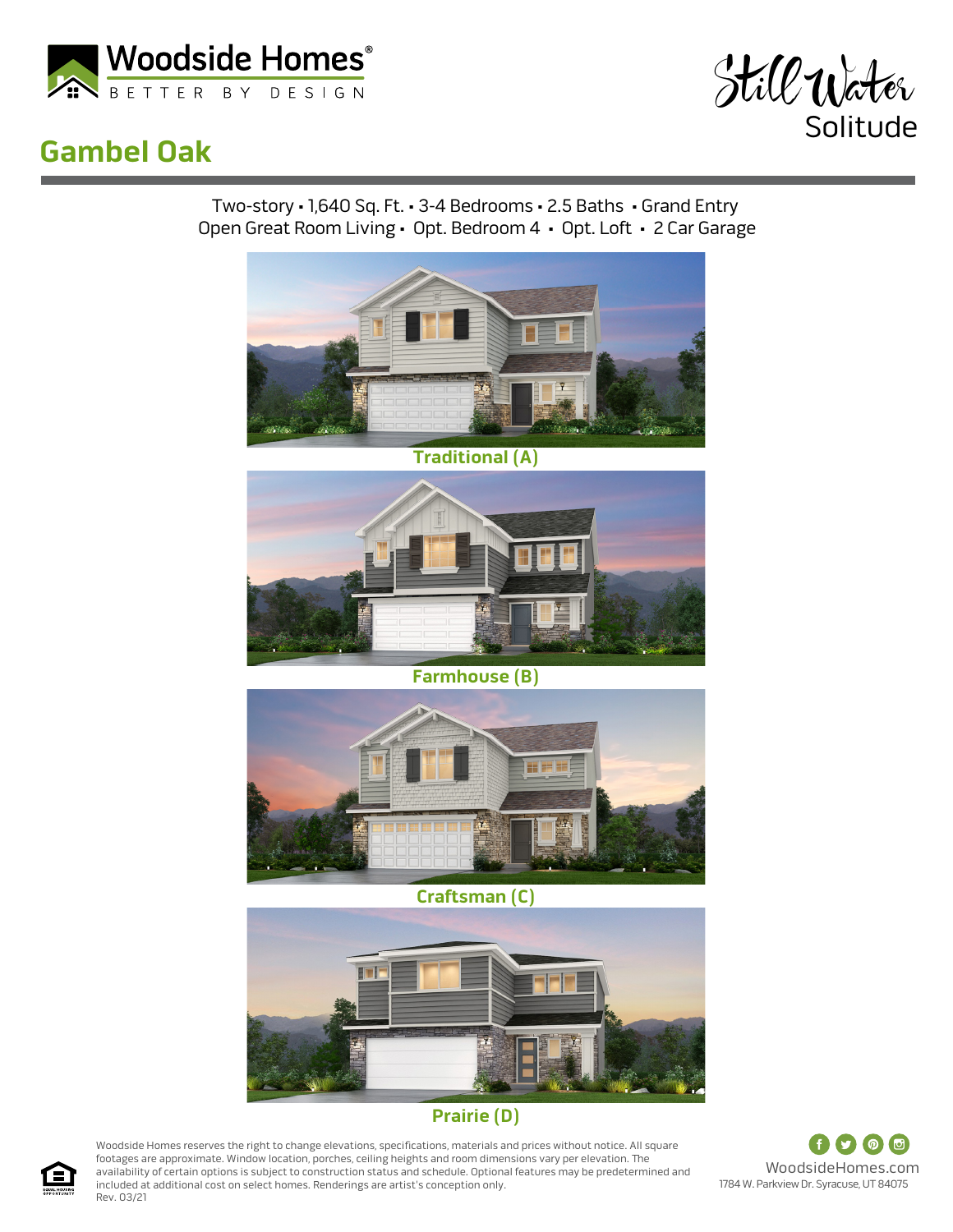Woodside Homes®

BETTER BY DESIGN

Still Water

Solitude

# Gambel Oak

Two-story ▪ 1,640 Sq. Ft. ▪ 3-4 Bedrooms ▪ 2.5 Baths ▪ Grand Entry
Open Great Room Living ▪ Opt. Bedroom 4 ▪ Opt. Loft ▪ 2 Car Garage

**Traditional (A)**

**Farmhouse (B)**

**Craftsman (C)**

**Prairie (D)**

Woodside Homes reserves the right to change elevations, specifications, materials and prices without notice. All square footages are approximate. Window location, porches, ceiling heights and room dimensions vary per elevation. The availability of certain options is subject to construction status and schedule. Optional features may be predetermined and included at additional cost on select homes. Renderings are artist's conception only.
Rev. 03/21

WoodsideHomes.com
1784 W. Parkview Dr. Syracuse, UT 84075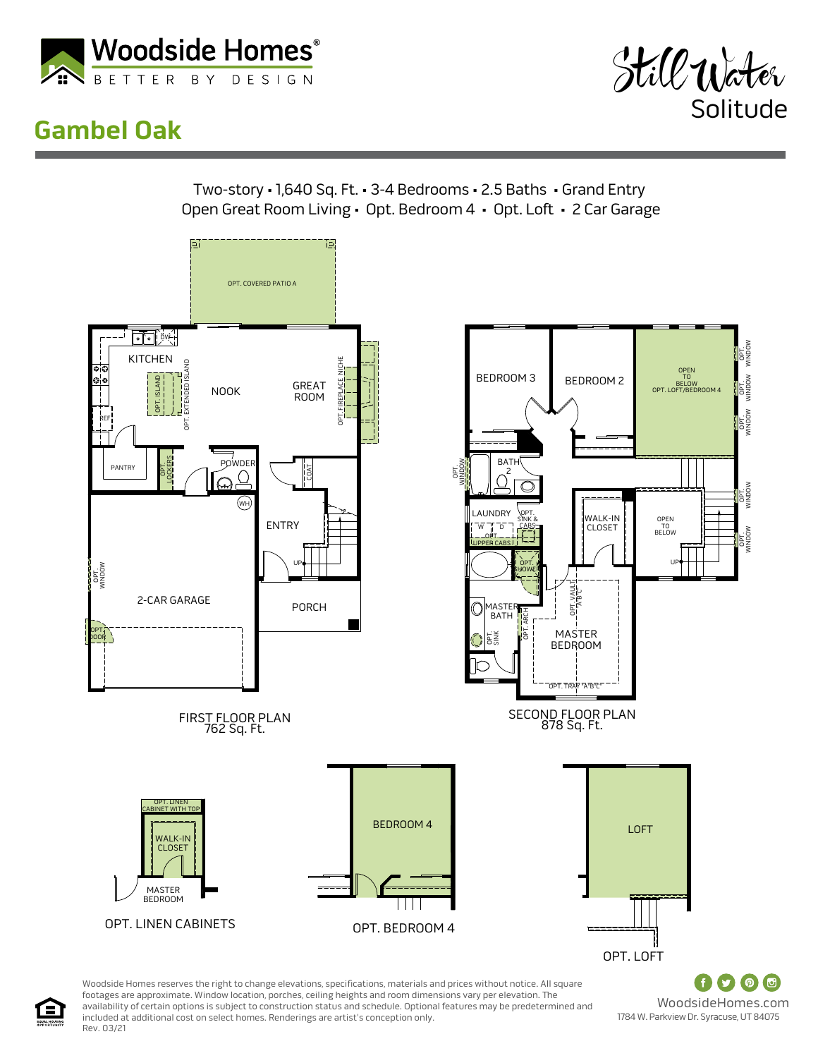Woodside Homes®

BETTER BY DESIGN

Still Water

Solitude

# Gambel Oak

Two-story • 1,640 Sq. Ft. • 3-4 Bedrooms • 2.5 Baths • Grand Entry

Open Great Room Living • Opt. Bedroom 4 • Opt. Loft • 2 Car Garage

OPT. COVERED PATIO A

KITCHEN

DW

REF

PANTRY

OPT. ISLAND

OPT. EXTENDED ISLAND

OPT. LOCKERS

NOOK

GREAT ROOM

OPT. FIREPLACE NICHE

POWDER

WH

COAT

ENTRY

UP

2-CAR GARAGE

OPT. WINDOW

OPT. DOOR

PORCH

FIRST FLOOR PLAN
762 Sq. Ft.

BEDROOM 3

BEDROOM 2

OPEN TO BELOW
OPT. LOFT/BEDROOM 4

OPT. WINDOW

BATH 2

LAUNDRY

W D

OPT. SINK & CABS

OPT. UPPER CABS

WALK-IN CLOSET

OPEN TO BELOW

UP

OPT. SHOWER

MASTER BATH

OPT. SINK

OPT. ARCH

OPT. VAULT "A B C"

MASTER BEDROOM

OPT. TRAY "A B C"

SECOND FLOOR PLAN
878 Sq. Ft.

OPT. LINEN CABINET WITH TOP

WALK-IN CLOSET

MASTER BEDROOM

OPT. LINEN CABINETS

BEDROOM 4

OPT. BEDROOM 4

LOFT

OPT. LOFT

Woodside Homes reserves the right to change elevations, specifications, materials and prices without notice. All square footages are approximate. Window location, porches, ceiling heights and room dimensions vary per elevation. The availability of certain options is subject to construction status and schedule. Optional features may be predetermined and included at additional cost on select homes. Renderings are artist's conception only.
Rev. 03/21

WoodsideHomes.com

1784 W. Parkview Dr. Syracuse, UT 84075